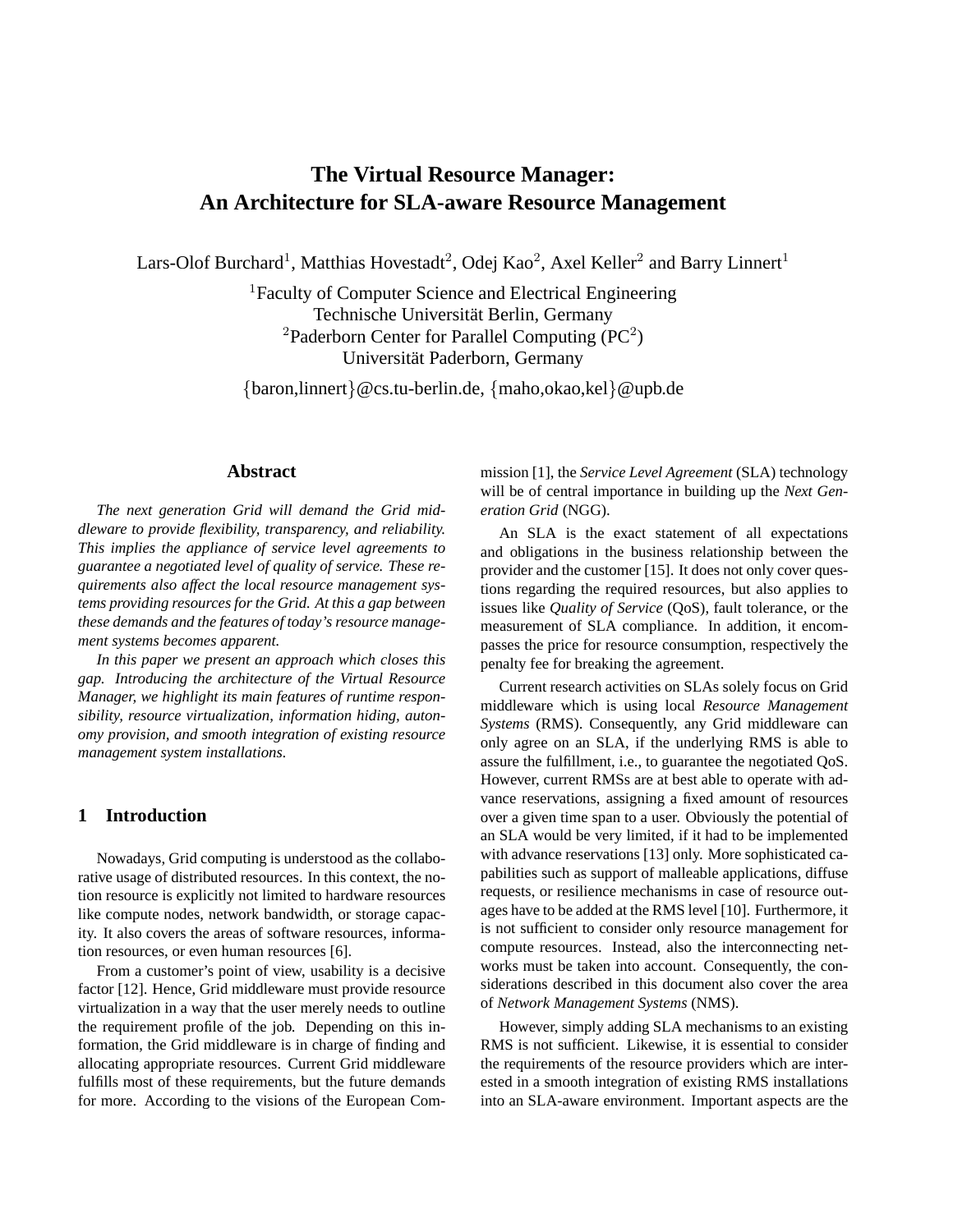# The Virtual Resource Manager: An Architecture for SLA-aware Resource Management

Lars-Olof Burchard[1], Matthias Hovestadt[2], Odej Kao[2], Axel Keller[2] and Barry Linnert[1]

[1]Faculty of Computer Science and Electrical Engineering
Technische Universität Berlin, Germany
[2]Paderborn Center for Parallel Computing (PC[2])
Universität Paderborn, Germany

{baron,linnert}@cs.tu-berlin.de, {maho,okao,kel}@upb.de

## Abstract

*The next generation Grid will demand the Grid middleware to provide flexibility, transparency, and reliability. This implies the appliance of service level agreements to guarantee a negotiated level of quality of service. These requirements also affect the local resource management systems providing resources for the Grid. At this a gap between these demands and the features of today's resource management systems becomes apparent.*

*In this paper we present an approach which closes this gap. Introducing the architecture of the Virtual Resource Manager, we highlight its main features of runtime responsibility, resource virtualization, information hiding, autonomy provision, and smooth integration of existing resource management system installations.*

## 1 Introduction

Nowadays, Grid computing is understood as the collaborative usage of distributed resources. In this context, the notion resource is explicitly not limited to hardware resources like compute nodes, network bandwidth, or storage capacity. It also covers the areas of software resources, information resources, or even human resources [6].

From a customer's point of view, usability is a decisive factor [12]. Hence, Grid middleware must provide resource virtualization in a way that the user merely needs to outline the requirement profile of the job. Depending on this information, the Grid middleware is in charge of finding and allocating appropriate resources. Current Grid middleware fulfills most of these requirements, but the future demands for more. According to the visions of the European Commission [1], the *Service Level Agreement* (SLA) technology will be of central importance in building up the *Next Generation Grid* (NGG).

An SLA is the exact statement of all expectations and obligations in the business relationship between the provider and the customer [15]. It does not only cover questions regarding the required resources, but also applies to issues like *Quality of Service* (QoS), fault tolerance, or the measurement of SLA compliance. In addition, it encompasses the price for resource consumption, respectively the penalty fee for breaking the agreement.

Current research activities on SLAs solely focus on Grid middleware which is using local *Resource Management Systems* (RMS). Consequently, any Grid middleware can only agree on an SLA, if the underlying RMS is able to assure the fulfillment, i.e., to guarantee the negotiated QoS. However, current RMSs are at best able to operate with advance reservations, assigning a fixed amount of resources over a given time span to a user. Obviously the potential of an SLA would be very limited, if it had to be implemented with advance reservations [13] only. More sophisticated capabilities such as support of malleable applications, diffuse requests, or resilience mechanisms in case of resource outages have to be added at the RMS level [10]. Furthermore, it is not sufficient to consider only resource management for compute resources. Instead, also the interconnecting networks must be taken into account. Consequently, the considerations described in this document also cover the area of *Network Management Systems* (NMS).

However, simply adding SLA mechanisms to an existing RMS is not sufficient. Likewise, it is essential to consider the requirements of the resource providers which are interested in a smooth integration of existing RMS installations into an SLA-aware environment. Important aspects are the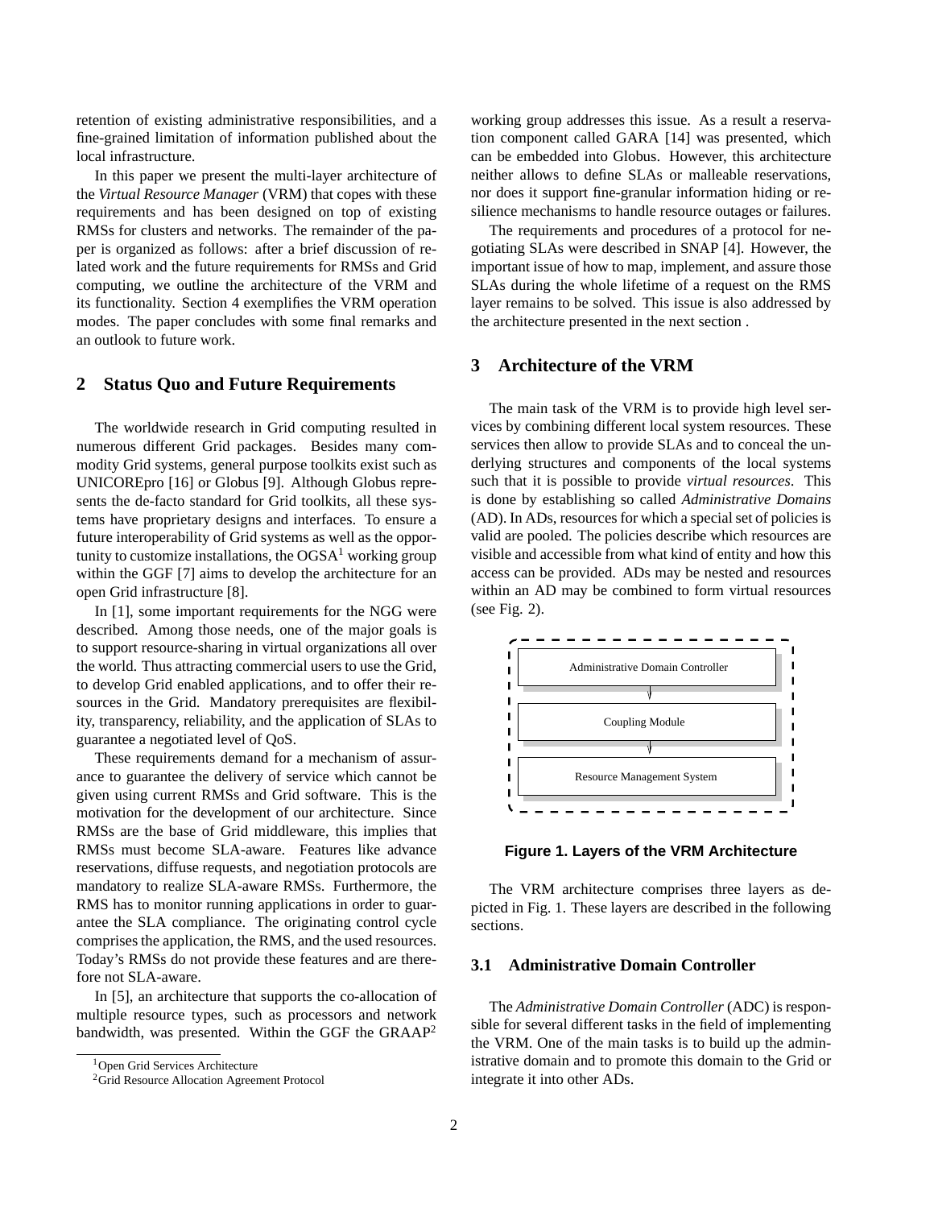retention of existing administrative responsibilities, and a fine-grained limitation of information published about the local infrastructure.

In this paper we present the multi-layer architecture of the *Virtual Resource Manager* (VRM) that copes with these requirements and has been designed on top of existing RMSs for clusters and networks. The remainder of the paper is organized as follows: after a brief discussion of related work and the future requirements for RMSs and Grid computing, we outline the architecture of the VRM and its functionality. Section 4 exemplifies the VRM operation modes. The paper concludes with some final remarks and an outlook to future work.

## 2 Status Quo and Future Requirements

The worldwide research in Grid computing resulted in numerous different Grid packages. Besides many commodity Grid systems, general purpose toolkits exist such as UNICOREpro [16] or Globus [9]. Although Globus represents the de-facto standard for Grid toolkits, all these systems have proprietary designs and interfaces. To ensure a future interoperability of Grid systems as well as the opportunity to customize installations, the OGSA[1] working group within the GGF [7] aims to develop the architecture for an open Grid infrastructure [8].

In [1], some important requirements for the NGG were described. Among those needs, one of the major goals is to support resource-sharing in virtual organizations all over the world. Thus attracting commercial users to use the Grid, to develop Grid enabled applications, and to offer their resources in the Grid. Mandatory prerequisites are flexibility, transparency, reliability, and the application of SLAs to guarantee a negotiated level of QoS.

These requirements demand for a mechanism of assurance to guarantee the delivery of service which cannot be given using current RMSs and Grid software. This is the motivation for the development of our architecture. Since RMSs are the base of Grid middleware, this implies that RMSs must become SLA-aware. Features like advance reservations, diffuse requests, and negotiation protocols are mandatory to realize SLA-aware RMSs. Furthermore, the RMS has to monitor running applications in order to guarantee the SLA compliance. The originating control cycle comprises the application, the RMS, and the used resources. Today's RMSs do not provide these features and are therefore not SLA-aware.

In [5], an architecture that supports the co-allocation of multiple resource types, such as processors and network bandwidth, was presented. Within the GGF the GRAAP[2] working group addresses this issue. As a result a reservation component called GARA [14] was presented, which can be embedded into Globus. However, this architecture neither allows to define SLAs or malleable reservations, nor does it support fine-granular information hiding or resilience mechanisms to handle resource outages or failures.

The requirements and procedures of a protocol for negotiating SLAs were described in SNAP [4]. However, the important issue of how to map, implement, and assure those SLAs during the whole lifetime of a request on the RMS layer remains to be solved. This issue is also addressed by the architecture presented in the next section .

[1] Open Grid Services Architecture

[2] Grid Resource Allocation Agreement Protocol

## 3 Architecture of the VRM

The main task of the VRM is to provide high level services by combining different local system resources. These services then allow to provide SLAs and to conceal the underlying structures and components of the local systems such that it is possible to provide *virtual resources*. This is done by establishing so called *Administrative Domains* (AD). In ADs, resources for which a special set of policies is valid are pooled. The policies describe which resources are visible and accessible from what kind of entity and how this access can be provided. ADs may be nested and resources within an AD may be combined to form virtual resources (see Fig. 2).

Administrative Domain Controller

Coupling Module

Resource Management System

**Figure 1. Layers of the VRM Architecture**

The VRM architecture comprises three layers as depicted in Fig. 1. These layers are described in the following sections.

### 3.1 Administrative Domain Controller

The *Administrative Domain Controller* (ADC) is responsible for several different tasks in the field of implementing the VRM. One of the main tasks is to build up the administrative domain and to promote this domain to the Grid or integrate it into other ADs.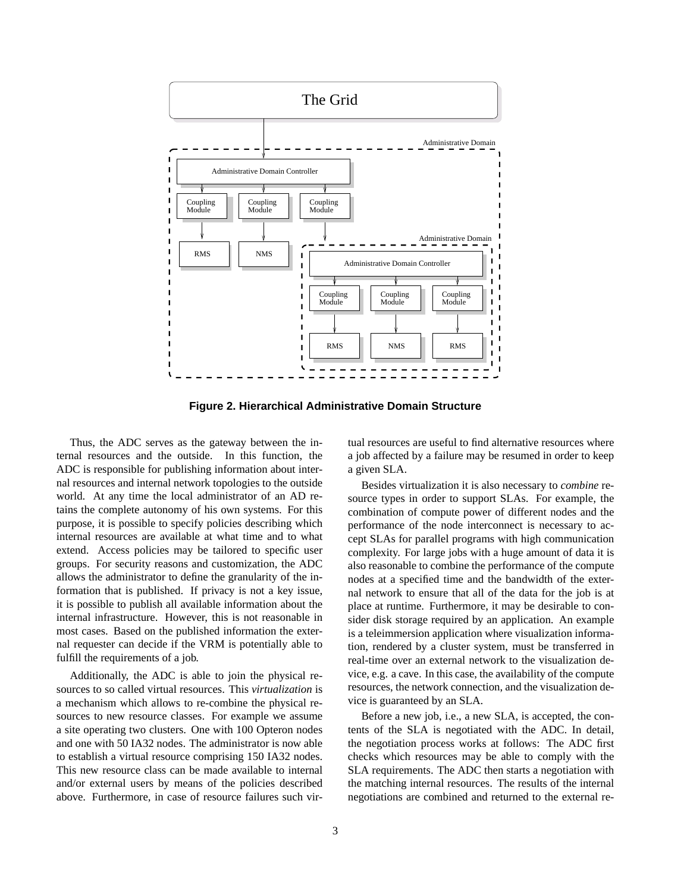**Figure 2. Hierarchical Administrative Domain Structure**

Thus, the ADC serves as the gateway between the internal resources and the outside. In this function, the ADC is responsible for publishing information about internal resources and internal network topologies to the outside world. At any time the local administrator of an AD retains the complete autonomy of his own systems. For this purpose, it is possible to specify policies describing which internal resources are available at what time and to what extend. Access policies may be tailored to specific user groups. For security reasons and customization, the ADC allows the administrator to define the granularity of the information that is published. If privacy is not a key issue, it is possible to publish all available information about the internal infrastructure. However, this is not reasonable in most cases. Based on the published information the external requester can decide if the VRM is potentially able to fulfill the requirements of a job.

Additionally, the ADC is able to join the physical resources to so called virtual resources. This *virtualization* is a mechanism which allows to re-combine the physical resources to new resource classes. For example we assume a site operating two clusters. One with 100 Opteron nodes and one with 50 IA32 nodes. The administrator is now able to establish a virtual resource comprising 150 IA32 nodes. This new resource class can be made available to internal and/or external users by means of the policies described above. Furthermore, in case of resource failures such virtual resources are useful to find alternative resources where a job affected by a failure may be resumed in order to keep a given SLA.

Besides virtualization it is also necessary to *combine* resource types in order to support SLAs. For example, the combination of compute power of different nodes and the performance of the node interconnect is necessary to accept SLAs for parallel programs with high communication complexity. For large jobs with a huge amount of data it is also reasonable to combine the performance of the compute nodes at a specified time and the bandwidth of the external network to ensure that all of the data for the job is at place at runtime. Furthermore, it may be desirable to consider disk storage required by an application. An example is a teleimmersion application where visualization information, rendered by a cluster system, must be transferred in real-time over an external network to the visualization device, e.g. a cave. In this case, the availability of the compute resources, the network connection, and the visualization device is guaranteed by an SLA.

Before a new job, i.e., a new SLA, is accepted, the contents of the SLA is negotiated with the ADC. In detail, the negotiation process works at follows: The ADC first checks which resources may be able to comply with the SLA requirements. The ADC then starts a negotiation with the matching internal resources. The results of the internal negotiations are combined and returned to the external re-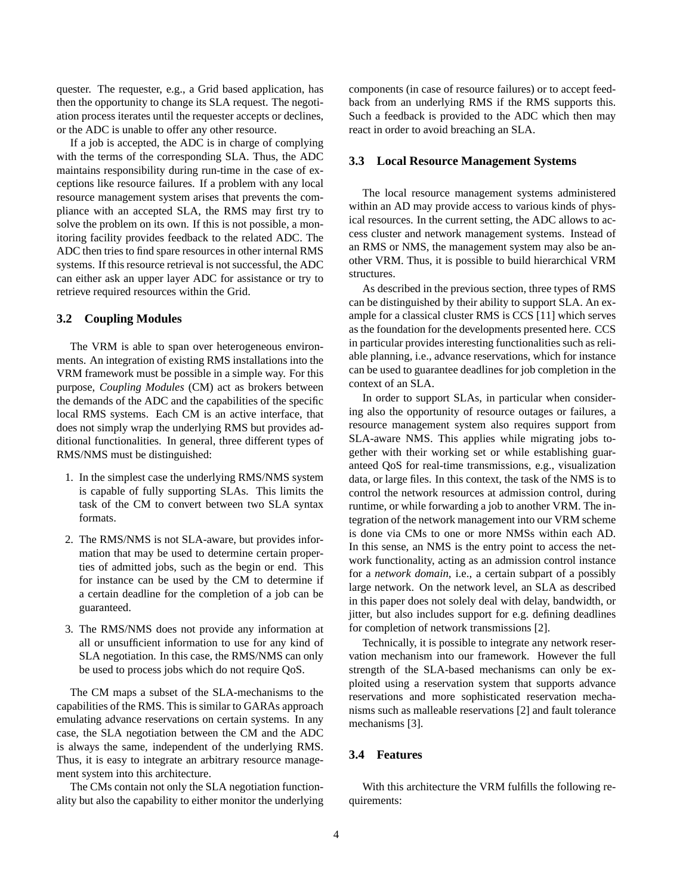quester. The requester, e.g., a Grid based application, has then the opportunity to change its SLA request. The negotiation process iterates until the requester accepts or declines, or the ADC is unable to offer any other resource.

If a job is accepted, the ADC is in charge of complying with the terms of the corresponding SLA. Thus, the ADC maintains responsibility during run-time in the case of exceptions like resource failures. If a problem with any local resource management system arises that prevents the compliance with an accepted SLA, the RMS may first try to solve the problem on its own. If this is not possible, a monitoring facility provides feedback to the related ADC. The ADC then tries to find spare resources in other internal RMS systems. If this resource retrieval is not successful, the ADC can either ask an upper layer ADC for assistance or try to retrieve required resources within the Grid.

### 3.2 Coupling Modules

The VRM is able to span over heterogeneous environments. An integration of existing RMS installations into the VRM framework must be possible in a simple way. For this purpose, *Coupling Modules* (CM) act as brokers between the demands of the ADC and the capabilities of the specific local RMS systems. Each CM is an active interface, that does not simply wrap the underlying RMS but provides additional functionalities. In general, three different types of RMS/NMS must be distinguished:

1. In the simplest case the underlying RMS/NMS system is capable of fully supporting SLAs. This limits the task of the CM to convert between two SLA syntax formats.
2. The RMS/NMS is not SLA-aware, but provides information that may be used to determine certain properties of admitted jobs, such as the begin or end. This for instance can be used by the CM to determine if a certain deadline for the completion of a job can be guaranteed.
3. The RMS/NMS does not provide any information at all or unsufficient information to use for any kind of SLA negotiation. In this case, the RMS/NMS can only be used to process jobs which do not require QoS.

The CM maps a subset of the SLA-mechanisms to the capabilities of the RMS. This is similar to GARAs approach emulating advance reservations on certain systems. In any case, the SLA negotiation between the CM and the ADC is always the same, independent of the underlying RMS. Thus, it is easy to integrate an arbitrary resource management system into this architecture.

The CMs contain not only the SLA negotiation functionality but also the capability to either monitor the underlying components (in case of resource failures) or to accept feedback from an underlying RMS if the RMS supports this. Such a feedback is provided to the ADC which then may react in order to avoid breaching an SLA.

### 3.3 Local Resource Management Systems

The local resource management systems administered within an AD may provide access to various kinds of physical resources. In the current setting, the ADC allows to access cluster and network management systems. Instead of an RMS or NMS, the management system may also be another VRM. Thus, it is possible to build hierarchical VRM structures.

As described in the previous section, three types of RMS can be distinguished by their ability to support SLA. An example for a classical cluster RMS is CCS [11] which serves as the foundation for the developments presented here. CCS in particular provides interesting functionalities such as reliable planning, i.e., advance reservations, which for instance can be used to guarantee deadlines for job completion in the context of an SLA.

In order to support SLAs, in particular when considering also the opportunity of resource outages or failures, a resource management system also requires support from SLA-aware NMS. This applies while migrating jobs together with their working set or while establishing guaranteed QoS for real-time transmissions, e.g., visualization data, or large files. In this context, the task of the NMS is to control the network resources at admission control, during runtime, or while forwarding a job to another VRM. The integration of the network management into our VRM scheme is done via CMs to one or more NMSs within each AD. In this sense, an NMS is the entry point to access the network functionality, acting as an admission control instance for a *network domain*, i.e., a certain subpart of a possibly large network. On the network level, an SLA as described in this paper does not solely deal with delay, bandwidth, or jitter, but also includes support for e.g. defining deadlines for completion of network transmissions [2].

Technically, it is possible to integrate any network reservation mechanism into our framework. However the full strength of the SLA-based mechanisms can only be exploited using a reservation system that supports advance reservations and more sophisticated reservation mechanisms such as malleable reservations [2] and fault tolerance mechanisms [3].

### 3.4 Features

With this architecture the VRM fulfills the following requirements: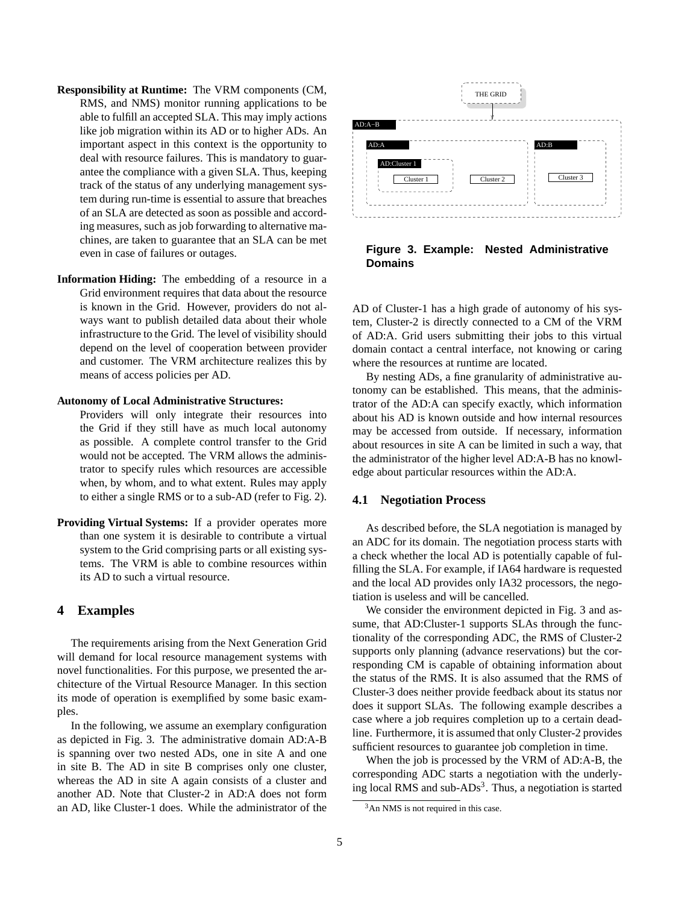**Responsibility at Runtime:** The VRM components (CM, RMS, and NMS) monitor running applications to be able to fulfill an accepted SLA. This may imply actions like job migration within its AD or to higher ADs. An important aspect in this context is the opportunity to deal with resource failures. This is mandatory to guarantee the compliance with a given SLA. Thus, keeping track of the status of any underlying management system during run-time is essential to assure that breaches of an SLA are detected as soon as possible and according measures, such as job forwarding to alternative machines, are taken to guarantee that an SLA can be met even in case of failures or outages.

**Information Hiding:** The embedding of a resource in a Grid environment requires that data about the resource is known in the Grid. However, providers do not always want to publish detailed data about their whole infrastructure to the Grid. The level of visibility should depend on the level of cooperation between provider and customer. The VRM architecture realizes this by means of access policies per AD.

**Autonomy of Local Administrative Structures:** Providers will only integrate their resources into the Grid if they still have as much local autonomy as possible. A complete control transfer to the Grid would not be accepted. The VRM allows the administrator to specify rules which resources are accessible when, by whom, and to what extent. Rules may apply to either a single RMS or to a sub-AD (refer to Fig. 2).

**Providing Virtual Systems:** If a provider operates more than one system it is desirable to contribute a virtual system to the Grid comprising parts or all existing systems. The VRM is able to combine resources within its AD to such a virtual resource.

# 4 Examples

The requirements arising from the Next Generation Grid will demand for local resource management systems with novel functionalities. For this purpose, we presented the architecture of the Virtual Resource Manager. In this section its mode of operation is exemplified by some basic examples.

In the following, we assume an exemplary configuration as depicted in Fig. 3. The administrative domain AD:A-B is spanning over two nested ADs, one in site A and one in site B. The AD in site B comprises only one cluster, whereas the AD in site A again consists of a cluster and another AD. Note that Cluster-2 in AD:A does not form an AD, like Cluster-1 does. While the administrator of the AD of Cluster-1 has a high grade of autonomy of his system, Cluster-2 is directly connected to a CM of the VRM of AD:A. Grid users submitting their jobs to this virtual domain contact a central interface, not knowing or caring where the resources at runtime are located.

THE GRID

AD:A−B

AD:A

AD:Cluster 1

Cluster 1

Cluster 2

AD:B

Cluster 3

**Figure 3. Example: Nested Administrative Domains**

By nesting ADs, a fine granularity of administrative autonomy can be established. This means, that the administrator of the AD:A can specify exactly, which information about his AD is known outside and how internal resources may be accessed from outside. If necessary, information about resources in site A can be limited in such a way, that the administrator of the higher level AD:A-B has no knowledge about particular resources within the AD:A.

## 4.1 Negotiation Process

As described before, the SLA negotiation is managed by an ADC for its domain. The negotiation process starts with a check whether the local AD is potentially capable of fulfilling the SLA. For example, if IA64 hardware is requested and the local AD provides only IA32 processors, the negotiation is useless and will be cancelled.

We consider the environment depicted in Fig. 3 and assume, that AD:Cluster-1 supports SLAs through the functionality of the corresponding ADC, the RMS of Cluster-2 supports only planning (advance reservations) but the corresponding CM is capable of obtaining information about the status of the RMS. It is also assumed that the RMS of Cluster-3 does neither provide feedback about its status nor does it support SLAs. The following example describes a case where a job requires completion up to a certain deadline. Furthermore, it is assumed that only Cluster-2 provides sufficient resources to guarantee job completion in time.

When the job is processed by the VRM of AD:A-B, the corresponding ADC starts a negotiation with the underlying local RMS and sub-ADs[3]. Thus, a negotiation is started

[3]An NMS is not required in this case.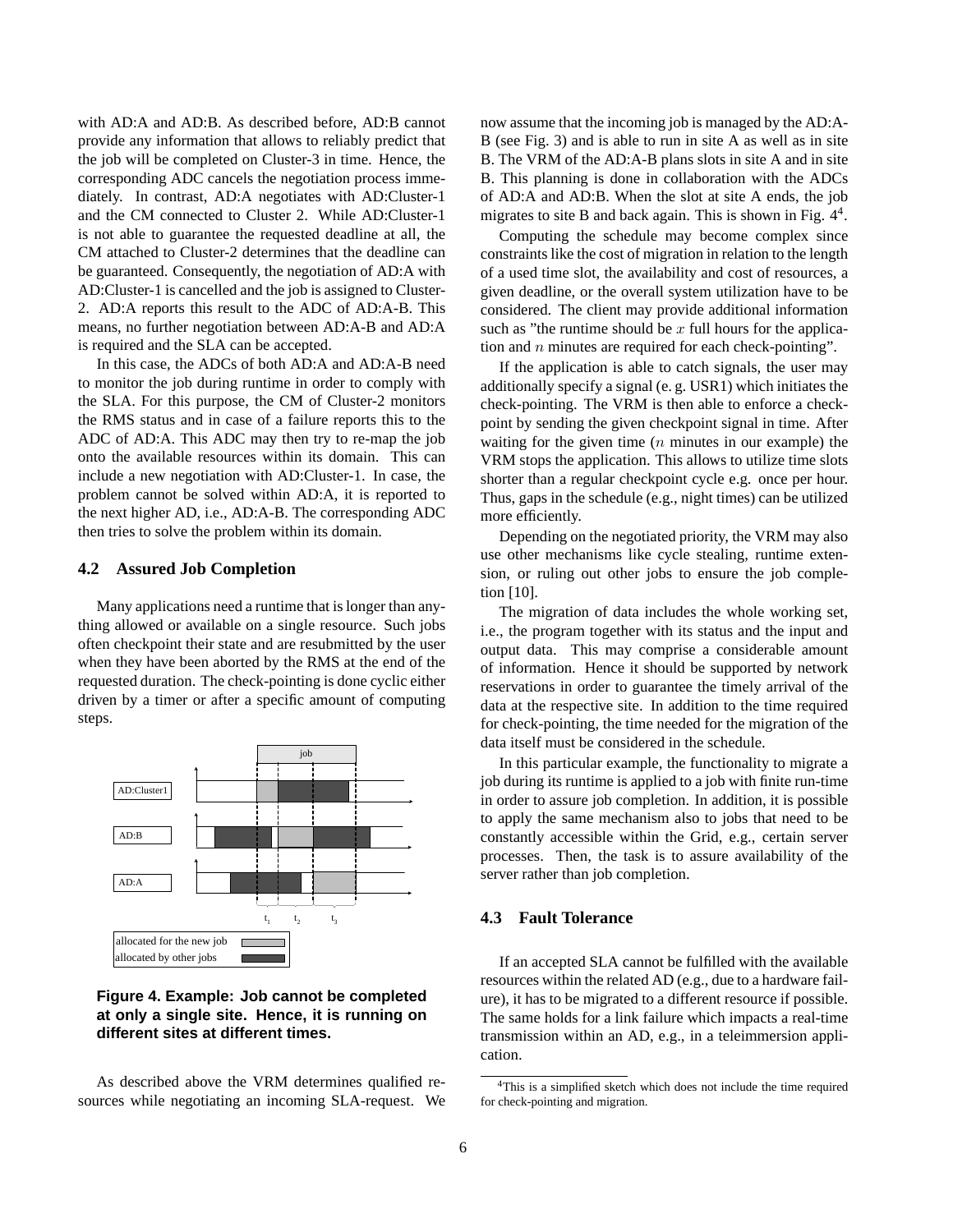with AD:A and AD:B. As described before, AD:B cannot provide any information that allows to reliably predict that the job will be completed on Cluster-3 in time. Hence, the corresponding ADC cancels the negotiation process immediately. In contrast, AD:A negotiates with AD:Cluster-1 and the CM connected to Cluster 2. While AD:Cluster-1 is not able to guarantee the requested deadline at all, the CM attached to Cluster-2 determines that the deadline can be guaranteed. Consequently, the negotiation of AD:A with AD:Cluster-1 is cancelled and the job is assigned to Cluster-2. AD:A reports this result to the ADC of AD:A-B. This means, no further negotiation between AD:A-B and AD:A is required and the SLA can be accepted.

In this case, the ADCs of both AD:A and AD:A-B need to monitor the job during runtime in order to comply with the SLA. For this purpose, the CM of Cluster-2 monitors the RMS status and in case of a failure reports this to the ADC of AD:A. This ADC may then try to re-map the job onto the available resources within its domain. This can include a new negotiation with AD:Cluster-1. In case, the problem cannot be solved within AD:A, it is reported to the next higher AD, i.e., AD:A-B. The corresponding ADC then tries to solve the problem within its domain.

### 4.2 Assured Job Completion

Many applications need a runtime that is longer than anything allowed or available on a single resource. Such jobs often checkpoint their state and are resubmitted by the user when they have been aborted by the RMS at the end of the requested duration. The check-pointing is done cyclic either driven by a timer or after a specific amount of computing steps.

**Figure 4. Example: Job cannot be completed at only a single site. Hence, it is running on different sites at different times.**

As described above the VRM determines qualified resources while negotiating an incoming SLA-request. We now assume that the incoming job is managed by the AD:A-B (see Fig. 3) and is able to run in site A as well as in site B. The VRM of the AD:A-B plans slots in site A and in site B. This planning is done in collaboration with the ADCs of AD:A and AD:B. When the slot at site A ends, the job migrates to site B and back again. This is shown in Fig. 4[4].

Computing the schedule may become complex since constraints like the cost of migration in relation to the length of a used time slot, the availability and cost of resources, a given deadline, or the overall system utilization have to be considered. The client may provide additional information such as "the runtime should be $x$ full hours for the application and $n$ minutes are required for each check-pointing".

If the application is able to catch signals, the user may additionally specify a signal (e. g. USR1) which initiates the check-pointing. The VRM is then able to enforce a checkpoint by sending the given checkpoint signal in time. After waiting for the given time ($n$ minutes in our example) the VRM stops the application. This allows to utilize time slots shorter than a regular checkpoint cycle e.g. once per hour. Thus, gaps in the schedule (e.g., night times) can be utilized more efficiently.

Depending on the negotiated priority, the VRM may also use other mechanisms like cycle stealing, runtime extension, or ruling out other jobs to ensure the job completion [10].

The migration of data includes the whole working set, i.e., the program together with its status and the input and output data. This may comprise a considerable amount of information. Hence it should be supported by network reservations in order to guarantee the timely arrival of the data at the respective site. In addition to the time required for check-pointing, the time needed for the migration of the data itself must be considered in the schedule.

In this particular example, the functionality to migrate a job during its runtime is applied to a job with finite run-time in order to assure job completion. In addition, it is possible to apply the same mechanism also to jobs that need to be constantly accessible within the Grid, e.g., certain server processes. Then, the task is to assure availability of the server rather than job completion.

### 4.3 Fault Tolerance

If an accepted SLA cannot be fulfilled with the available resources within the related AD (e.g., due to a hardware failure), it has to be migrated to a different resource if possible. The same holds for a link failure which impacts a real-time transmission within an AD, e.g., in a teleimmersion application.

[4] This is a simplified sketch which does not include the time required for check-pointing and migration.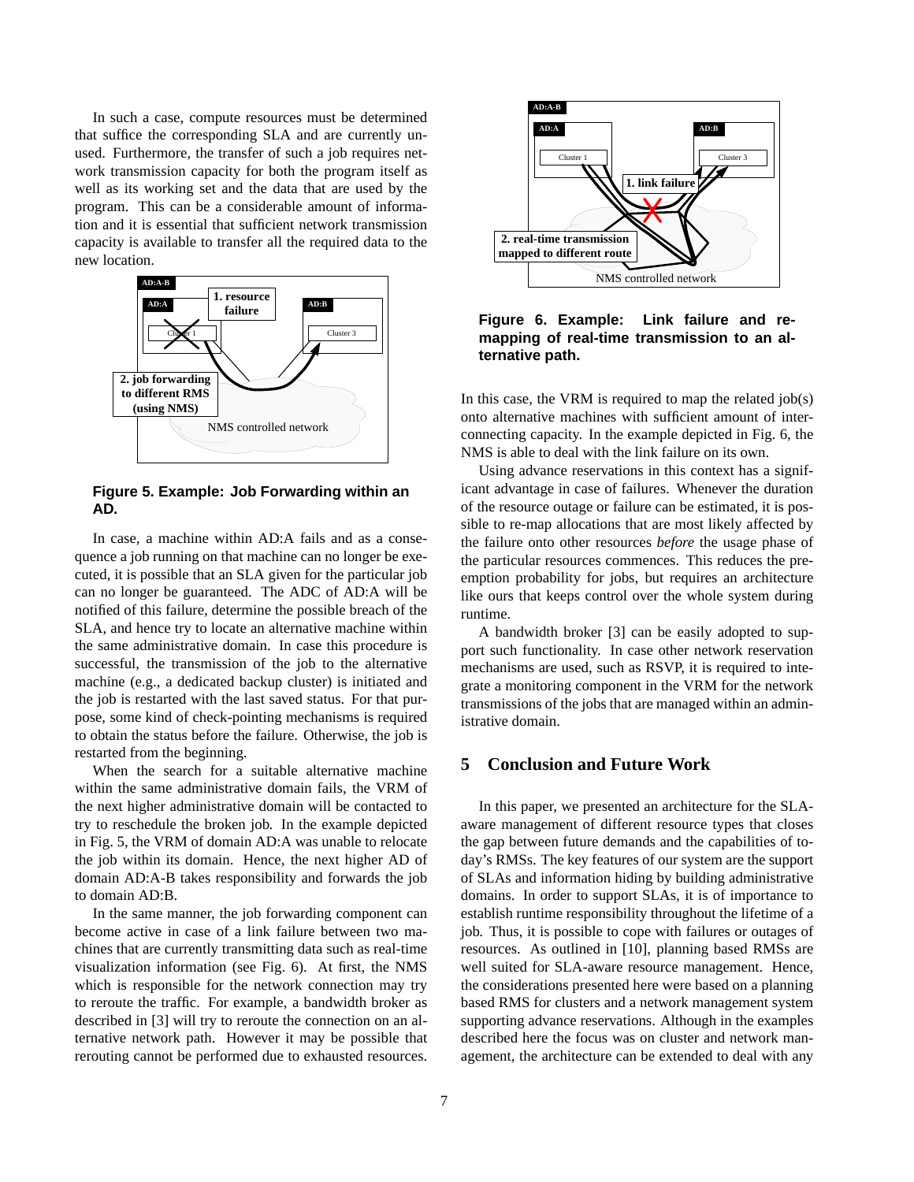In such a case, compute resources must be determined that suffice the corresponding SLA and are currently unused. Furthermore, the transfer of such a job requires network transmission capacity for both the program itself as well as its working set and the data that are used by the program. This can be a considerable amount of information and it is essential that sufficient network transmission capacity is available to transfer all the required data to the new location.

**Figure 5. Example: Job Forwarding within an AD.**

In case, a machine within AD:A fails and as a consequence a job running on that machine can no longer be executed, it is possible that an SLA given for the particular job can no longer be guaranteed. The ADC of AD:A will be notified of this failure, determine the possible breach of the SLA, and hence try to locate an alternative machine within the same administrative domain. In case this procedure is successful, the transmission of the job to the alternative machine (e.g., a dedicated backup cluster) is initiated and the job is restarted with the last saved status. For that purpose, some kind of check-pointing mechanisms is required to obtain the status before the failure. Otherwise, the job is restarted from the beginning.

When the search for a suitable alternative machine within the same administrative domain fails, the VRM of the next higher administrative domain will be contacted to try to reschedule the broken job. In the example depicted in Fig. 5, the VRM of domain AD:A was unable to relocate the job within its domain. Hence, the next higher AD of domain AD:A-B takes responsibility and forwards the job to domain AD:B.

In the same manner, the job forwarding component can become active in case of a link failure between two machines that are currently transmitting data such as real-time visualization information (see Fig. 6). At first, the NMS which is responsible for the network connection may try to reroute the traffic. For example, a bandwidth broker as described in [3] will try to reroute the connection on an alternative network path. However it may be possible that rerouting cannot be performed due to exhausted resources.

**Figure 6. Example: Link failure and remapping of real-time transmission to an alternative path.**

In this case, the VRM is required to map the related job(s) onto alternative machines with sufficient amount of interconnecting capacity. In the example depicted in Fig. 6, the NMS is able to deal with the link failure on its own.

Using advance reservations in this context has a significant advantage in case of failures. Whenever the duration of the resource outage or failure can be estimated, it is possible to re-map allocations that are most likely affected by the failure onto other resources *before* the usage phase of the particular resources commences. This reduces the preemption probability for jobs, but requires an architecture like ours that keeps control over the whole system during runtime.

A bandwidth broker [3] can be easily adopted to support such functionality. In case other network reservation mechanisms are used, such as RSVP, it is required to integrate a monitoring component in the VRM for the network transmissions of the jobs that are managed within an administrative domain.

## 5 Conclusion and Future Work

In this paper, we presented an architecture for the SLA-aware management of different resource types that closes the gap between future demands and the capabilities of today's RMSs. The key features of our system are the support of SLAs and information hiding by building administrative domains. In order to support SLAs, it is of importance to establish runtime responsibility throughout the lifetime of a job. Thus, it is possible to cope with failures or outages of resources. As outlined in [10], planning based RMSs are well suited for SLA-aware resource management. Hence, the considerations presented here were based on a planning based RMS for clusters and a network management system supporting advance reservations. Although in the examples described here the focus was on cluster and network management, the architecture can be extended to deal with any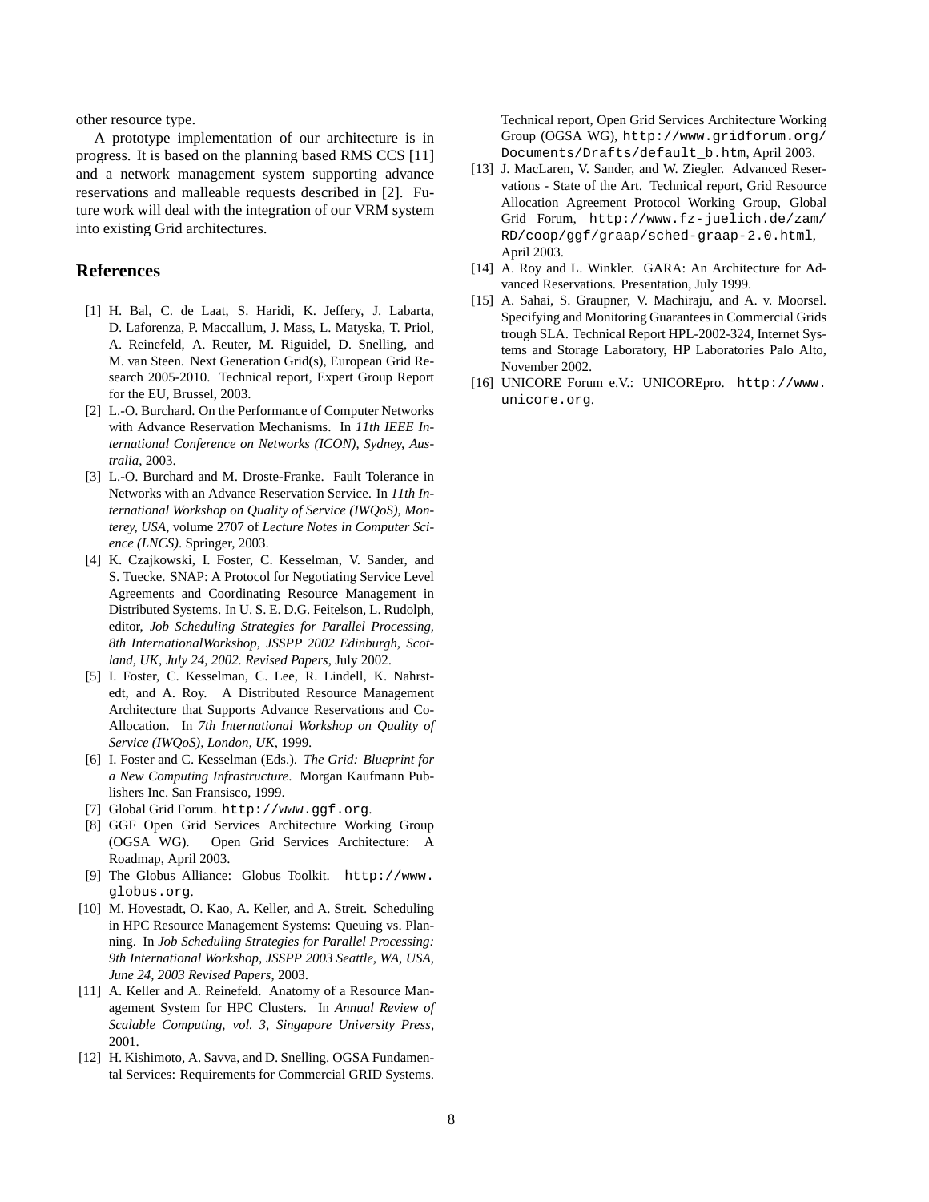other resource type.

A prototype implementation of our architecture is in progress. It is based on the planning based RMS CCS [11] and a network management system supporting advance reservations and malleable requests described in [2]. Future work will deal with the integration of our VRM system into existing Grid architectures.

## References

[1] H. Bal, C. de Laat, S. Haridi, K. Jeffery, J. Labarta, D. Laforenza, P. Maccallum, J. Mass, L. Matyska, T. Priol, A. Reinefeld, A. Reuter, M. Riguidel, D. Snelling, and M. van Steen. Next Generation Grid(s), European Grid Research 2005-2010. Technical report, Expert Group Report for the EU, Brussel, 2003.

[2] L.-O. Burchard. On the Performance of Computer Networks with Advance Reservation Mechanisms. In *11th IEEE International Conference on Networks (ICON), Sydney, Australia*, 2003.

[3] L.-O. Burchard and M. Droste-Franke. Fault Tolerance in Networks with an Advance Reservation Service. In *11th International Workshop on Quality of Service (IWQoS), Monterey, USA*, volume 2707 of *Lecture Notes in Computer Science (LNCS)*. Springer, 2003.

[4] K. Czajkowski, I. Foster, C. Kesselman, V. Sander, and S. Tuecke. SNAP: A Protocol for Negotiating Service Level Agreements and Coordinating Resource Management in Distributed Systems. In U. S. E. D.G. Feitelson, L. Rudolph, editor, *Job Scheduling Strategies for Parallel Processing, 8th InternationalWorkshop, JSSPP 2002 Edinburgh, Scotland, UK, July 24, 2002. Revised Papers*, July 2002.

[5] I. Foster, C. Kesselman, C. Lee, R. Lindell, K. Nahrstedt, and A. Roy. A Distributed Resource Management Architecture that Supports Advance Reservations and Co-Allocation. In *7th International Workshop on Quality of Service (IWQoS), London, UK*, 1999.

[6] I. Foster and C. Kesselman (Eds.). *The Grid: Blueprint for a New Computing Infrastructure*. Morgan Kaufmann Publishers Inc. San Fransisco, 1999.

[7] Global Grid Forum. `http://www.ggf.org`.

[8] GGF Open Grid Services Architecture Working Group (OGSA WG). Open Grid Services Architecture: A Roadmap, April 2003.

[9] The Globus Alliance: Globus Toolkit. `http://www.globus.org`.

[10] M. Hovestadt, O. Kao, A. Keller, and A. Streit. Scheduling in HPC Resource Management Systems: Queuing vs. Planning. In *Job Scheduling Strategies for Parallel Processing: 9th International Workshop, JSSPP 2003 Seattle, WA, USA, June 24, 2003 Revised Papers*, 2003.

[11] A. Keller and A. Reinefeld. Anatomy of a Resource Management System for HPC Clusters. In *Annual Review of Scalable Computing, vol. 3, Singapore University Press*, 2001.

[12] H. Kishimoto, A. Savva, and D. Snelling. OGSA Fundamental Services: Requirements for Commercial GRID Systems. Technical report, Open Grid Services Architecture Working Group (OGSA WG), `http://www.gridforum.org/Documents/Drafts/default_b.htm`, April 2003.

[13] J. MacLaren, V. Sander, and W. Ziegler. Advanced Reservations - State of the Art. Technical report, Grid Resource Allocation Agreement Protocol Working Group, Global Grid Forum, `http://www.fz-juelich.de/zam/RD/coop/ggf/graap/sched-graap-2.0.html`, April 2003.

[14] A. Roy and L. Winkler. GARA: An Architecture for Advanced Reservations. Presentation, July 1999.

[15] A. Sahai, S. Graupner, V. Machiraju, and A. v. Moorsel. Specifying and Monitoring Guarantees in Commercial Grids trough SLA. Technical Report HPL-2002-324, Internet Systems and Storage Laboratory, HP Laboratories Palo Alto, November 2002.

[16] UNICORE Forum e.V.: UNICOREpro. `http://www.unicore.org`.